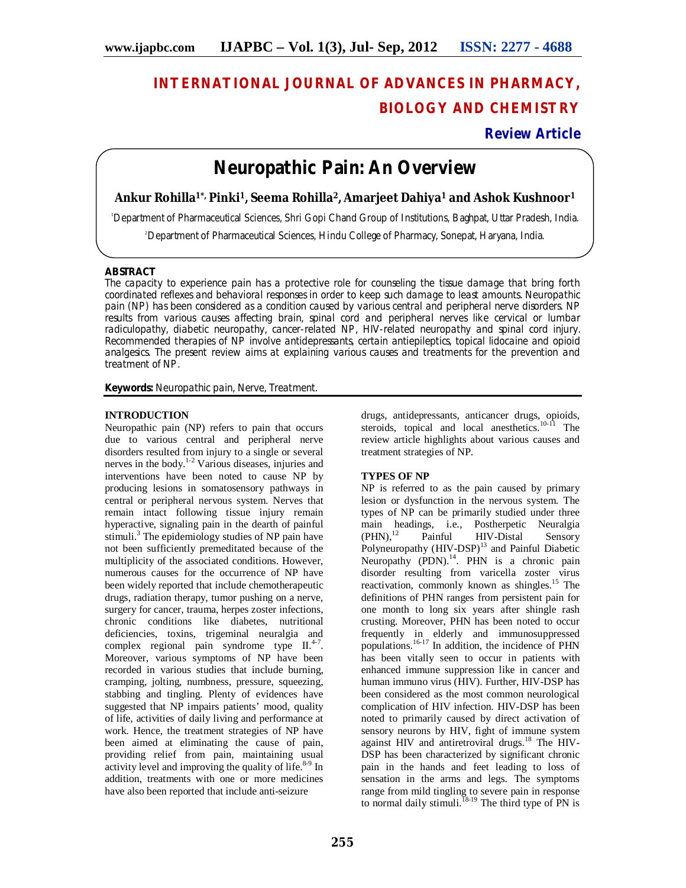# INTERNATIONAL JOURNAL OF ADVANCES IN PHARMACY, BIOLOGY AND CHEMISTRY

**Review Article**

# Neuropathic Pain: An Overview

**Ankur Rohilla[1*], Pinki[1], Seema Rohilla[2], Amarjeet Dahiya[1] and Ashok Kushnoor[1]**

[1]Department of Pharmaceutical Sciences, Shri Gopi Chand Group of Institutions, Baghpat, Uttar Pradesh, India.

[2]Department of Pharmaceutical Sciences, Hindu College of Pharmacy, Sonepat, Haryana, India.

## ABSTRACT

The capacity to experience pain has a protective role for counseling the tissue damage that bring forth coordinated reflexes and behavioral responses in order to keep such damage to least amounts. Neuropathic pain (NP) has been considered as a condition caused by various central and peripheral nerve disorders. NP results from various causes affecting brain, spinal cord and peripheral nerves like cervical or lumbar radiculopathy, diabetic neuropathy, cancer-related NP, HIV-related neuropathy and spinal cord injury. Recommended therapies of NP involve antidepressants, certain antiepileptics, topical lidocaine and opioid analgesics. The present review aims at explaining various causes and treatments for the prevention and treatment of NP.

**Keywords:** Neuropathic pain, Nerve, Treatment.

## INTRODUCTION

Neuropathic pain (NP) refers to pain that occurs due to various central and peripheral nerve disorders resulted from injury to a single or several nerves in the body.[1-2] Various diseases, injuries and interventions have been noted to cause NP by producing lesions in somatosensory pathways in central or peripheral nervous system. Nerves that remain intact following tissue injury remain hyperactive, signaling pain in the dearth of painful stimuli.[3] The epidemiology studies of NP pain have not been sufficiently premeditated because of the multiplicity of the associated conditions. However, numerous causes for the occurrence of NP have been widely reported that include chemotherapeutic drugs, radiation therapy, tumor pushing on a nerve, surgery for cancer, trauma, herpes zoster infections, chronic conditions like diabetes, nutritional deficiencies, toxins, trigeminal neuralgia and complex regional pain syndrome type II.[4-7]. Moreover, various symptoms of NP have been recorded in various studies that include burning, cramping, jolting, numbness, pressure, squeezing, stabbing and tingling. Plenty of evidences have suggested that NP impairs patients' mood, quality of life, activities of daily living and performance at work. Hence, the treatment strategies of NP have been aimed at eliminating the cause of pain, providing relief from pain, maintaining usual activity level and improving the quality of life.[8-9] In addition, treatments with one or more medicines have also been reported that include anti-seizure drugs, antidepressants, anticancer drugs, opioids, steroids, topical and local anesthetics.[10-11] The review article highlights about various causes and treatment strategies of NP.

## TYPES OF NP

NP is referred to as the pain caused by primary lesion or dysfunction in the nervous system. The types of NP can be primarily studied under three main headings, i.e., Postherpetic Neuralgia (PHN),[12] Painful HIV-Distal Sensory Polyneuropathy (HIV-DSP)[13] and Painful Diabetic Neuropathy (PDN).[14]. PHN is a chronic pain disorder resulting from varicella zoster virus reactivation, commonly known as shingles.[15] The definitions of PHN ranges from persistent pain for one month to long six years after shingle rash crusting. Moreover, PHN has been noted to occur frequently in elderly and immunosuppressed populations.[16-17] In addition, the incidence of PHN has been vitally seen to occur in patients with enhanced immune suppression like in cancer and human immuno virus (HIV). Further, HIV-DSP has been considered as the most common neurological complication of HIV infection. HIV-DSP has been noted to primarily caused by direct activation of sensory neurons by HIV, fight of immune system against HIV and antiretroviral drugs.[18] The HIV-DSP has been characterized by significant chronic pain in the hands and feet leading to loss of sensation in the arms and legs. The symptoms range from mild tingling to severe pain in response to normal daily stimuli.[18-19] The third type of PN is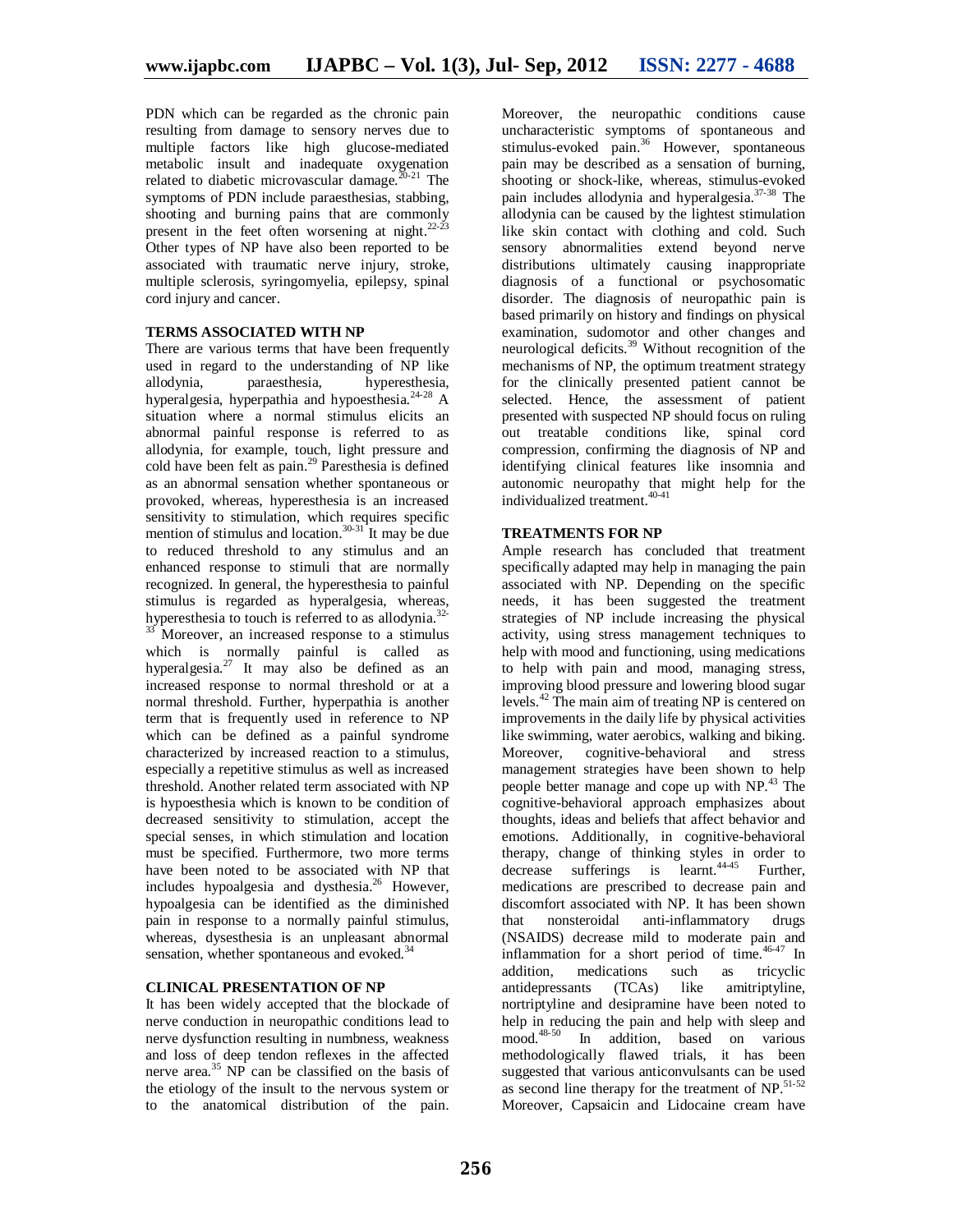PDN which can be regarded as the chronic pain resulting from damage to sensory nerves due to multiple factors like high glucose-mediated metabolic insult and inadequate oxygenation related to diabetic microvascular damage.[20-21] The symptoms of PDN include paraesthesias, stabbing, shooting and burning pains that are commonly present in the feet often worsening at night.[22-23] Other types of NP have also been reported to be associated with traumatic nerve injury, stroke, multiple sclerosis, syringomyelia, epilepsy, spinal cord injury and cancer.

## TERMS ASSOCIATED WITH NP

There are various terms that have been frequently used in regard to the understanding of NP like allodynia, paraesthesia, hyperesthesia, hyperalgesia, hyperpathia and hypoesthesia.[24-28] A situation where a normal stimulus elicits an abnormal painful response is referred to as allodynia, for example, touch, light pressure and cold have been felt as pain.[29] Paresthesia is defined as an abnormal sensation whether spontaneous or provoked, whereas, hyperesthesia is an increased sensitivity to stimulation, which requires specific mention of stimulus and location.[30-31] It may be due to reduced threshold to any stimulus and an enhanced response to stimuli that are normally recognized. In general, the hyperesthesia to painful stimulus is regarded as hyperalgesia, whereas, hyperesthesia to touch is referred to as allodynia.[32-33] Moreover, an increased response to a stimulus which is normally painful is called as hyperalgesia.[27] It may also be defined as an increased response to normal threshold or at a normal threshold. Further, hyperpathia is another term that is frequently used in reference to NP which can be defined as a painful syndrome characterized by increased reaction to a stimulus, especially a repetitive stimulus as well as increased threshold. Another related term associated with NP is hypoesthesia which is known to be condition of decreased sensitivity to stimulation, accept the special senses, in which stimulation and location must be specified. Furthermore, two more terms have been noted to be associated with NP that includes hypoalgesia and dysthesia.[26] However, hypoalgesia can be identified as the diminished pain in response to a normally painful stimulus, whereas, dysesthesia is an unpleasant abnormal sensation, whether spontaneous and evoked.[34]

## CLINICAL PRESENTATION OF NP

It has been widely accepted that the blockade of nerve conduction in neuropathic conditions lead to nerve dysfunction resulting in numbness, weakness and loss of deep tendon reflexes in the affected nerve area.[35] NP can be classified on the basis of the etiology of the insult to the nervous system or to the anatomical distribution of the pain. Moreover, the neuropathic conditions cause uncharacteristic symptoms of spontaneous and stimulus-evoked pain.[36] However, spontaneous pain may be described as a sensation of burning, shooting or shock-like, whereas, stimulus-evoked pain includes allodynia and hyperalgesia.[37-38] The allodynia can be caused by the lightest stimulation like skin contact with clothing and cold. Such sensory abnormalities extend beyond nerve distributions ultimately causing inappropriate diagnosis of a functional or psychosomatic disorder. The diagnosis of neuropathic pain is based primarily on history and findings on physical examination, sudomotor and other changes and neurological deficits.[39] Without recognition of the mechanisms of NP, the optimum treatment strategy for the clinically presented patient cannot be selected. Hence, the assessment of patient presented with suspected NP should focus on ruling out treatable conditions like, spinal cord compression, confirming the diagnosis of NP and identifying clinical features like insomnia and autonomic neuropathy that might help for the individualized treatment.[40-41]

## TREATMENTS FOR NP

Ample research has concluded that treatment specifically adapted may help in managing the pain associated with NP. Depending on the specific needs, it has been suggested the treatment strategies of NP include increasing the physical activity, using stress management techniques to help with mood and functioning, using medications to help with pain and mood, managing stress, improving blood pressure and lowering blood sugar levels.[42] The main aim of treating NP is centered on improvements in the daily life by physical activities like swimming, water aerobics, walking and biking. Moreover, cognitive-behavioral and stress management strategies have been shown to help people better manage and cope up with NP.[43] The cognitive-behavioral approach emphasizes about thoughts, ideas and beliefs that affect behavior and emotions. Additionally, in cognitive-behavioral therapy, change of thinking styles in order to decrease sufferings is learnt.[44-45] Further, medications are prescribed to decrease pain and discomfort associated with NP. It has been shown that nonsteroidal anti-inflammatory drugs (NSAIDS) decrease mild to moderate pain and inflammation for a short period of time.[46-47] In addition, medications such as tricyclic antidepressants (TCAs) like amitriptyline, nortriptyline and desipramine have been noted to help in reducing the pain and help with sleep and mood.[48-50] In addition, based on various methodologically flawed trials, it has been suggested that various anticonvulsants can be used as second line therapy for the treatment of NP.[51-52] Moreover, Capsaicin and Lidocaine cream have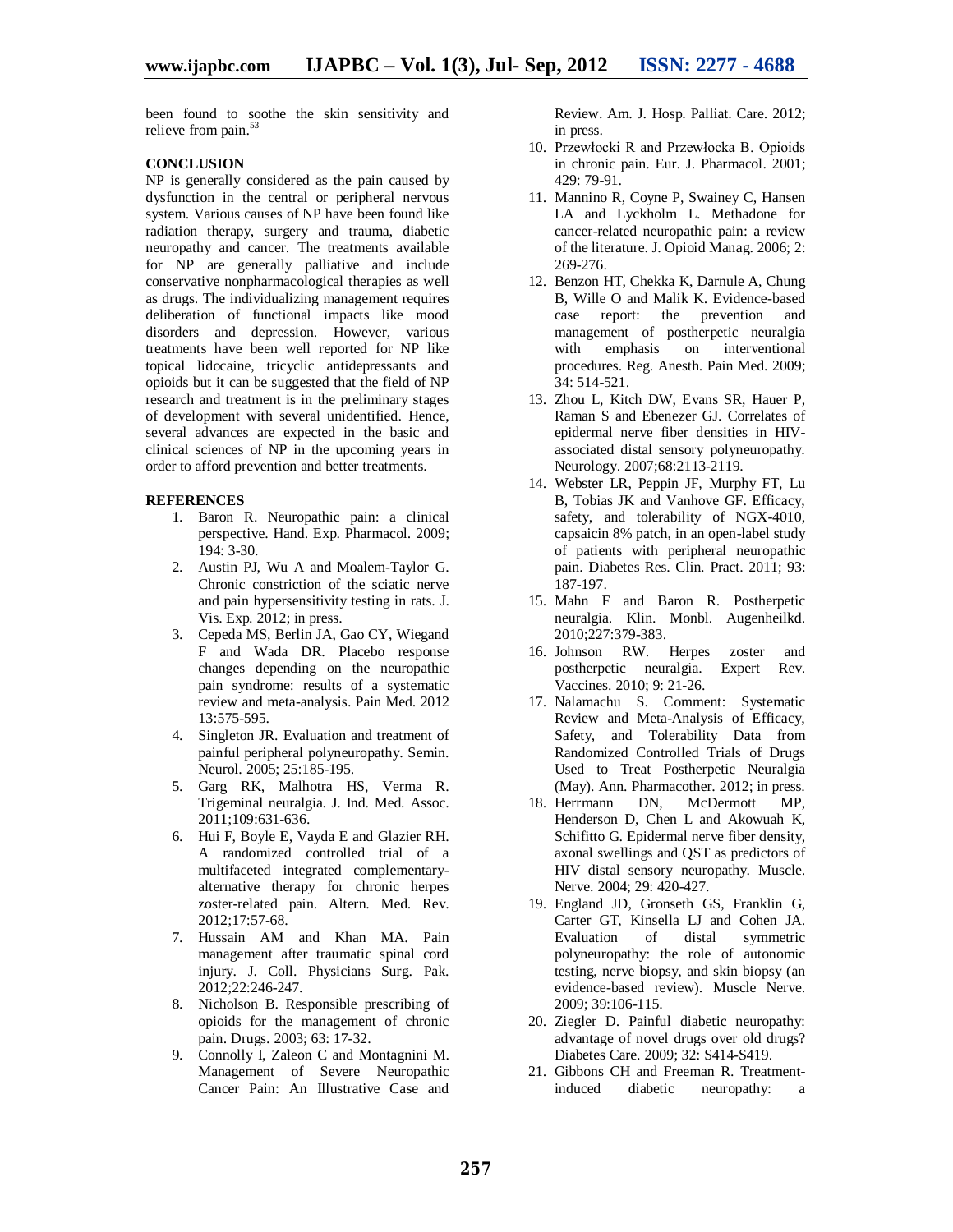been found to soothe the skin sensitivity and relieve from pain.[53]

## CONCLUSION

NP is generally considered as the pain caused by dysfunction in the central or peripheral nervous system. Various causes of NP have been found like radiation therapy, surgery and trauma, diabetic neuropathy and cancer. The treatments available for NP are generally palliative and include conservative nonpharmacological therapies as well as drugs. The individualizing management requires deliberation of functional impacts like mood disorders and depression. However, various treatments have been well reported for NP like topical lidocaine, tricyclic antidepressants and opioids but it can be suggested that the field of NP research and treatment is in the preliminary stages of development with several unidentified. Hence, several advances are expected in the basic and clinical sciences of NP in the upcoming years in order to afford prevention and better treatments.

## REFERENCES

1. Baron R. Neuropathic pain: a clinical perspective. Hand. Exp. Pharmacol. 2009; 194: 3-30.
2. Austin PJ, Wu A and Moalem-Taylor G. Chronic constriction of the sciatic nerve and pain hypersensitivity testing in rats. J. Vis. Exp. 2012; in press.
3. Cepeda MS, Berlin JA, Gao CY, Wiegand F and Wada DR. Placebo response changes depending on the neuropathic pain syndrome: results of a systematic review and meta-analysis. Pain Med. 2012 13:575-595.
4. Singleton JR. Evaluation and treatment of painful peripheral polyneuropathy. Semin. Neurol. 2005; 25:185-195.
5. Garg RK, Malhotra HS, Verma R. Trigeminal neuralgia. J. Ind. Med. Assoc. 2011;109:631-636.
6. Hui F, Boyle E, Vayda E and Glazier RH. A randomized controlled trial of a multifaceted integrated complementary-alternative therapy for chronic herpes zoster-related pain. Altern. Med. Rev. 2012;17:57-68.
7. Hussain AM and Khan MA. Pain management after traumatic spinal cord injury. J. Coll. Physicians Surg. Pak. 2012;22:246-247.
8. Nicholson B. Responsible prescribing of opioids for the management of chronic pain. Drugs. 2003; 63: 17-32.
9. Connolly I, Zaleon C and Montagnini M. Management of Severe Neuropathic Cancer Pain: An Illustrative Case and Review. Am. J. Hosp. Palliat. Care. 2012; in press.
10. Przewłocki R and Przewłocka B. Opioids in chronic pain. Eur. J. Pharmacol. 2001; 429: 79-91.
11. Mannino R, Coyne P, Swainey C, Hansen LA and Lyckholm L. Methadone for cancer-related neuropathic pain: a review of the literature. J. Opioid Manag. 2006; 2: 269-276.
12. Benzon HT, Chekka K, Darnule A, Chung B, Wille O and Malik K. Evidence-based case report: the prevention and management of postherpetic neuralgia with emphasis on interventional procedures. Reg. Anesth. Pain Med. 2009; 34: 514-521.
13. Zhou L, Kitch DW, Evans SR, Hauer P, Raman S and Ebenezer GJ. Correlates of epidermal nerve fiber densities in HIV-associated distal sensory polyneuropathy. Neurology. 2007;68:2113-2119.
14. Webster LR, Peppin JF, Murphy FT, Lu B, Tobias JK and Vanhove GF. Efficacy, safety, and tolerability of NGX-4010, capsaicin 8% patch, in an open-label study of patients with peripheral neuropathic pain. Diabetes Res. Clin. Pract. 2011; 93: 187-197.
15. Mahn F and Baron R. Postherpetic neuralgia. Klin. Monbl. Augenheilkd. 2010;227:379-383.
16. Johnson RW. Herpes zoster and postherpetic neuralgia. Expert Rev. Vaccines. 2010; 9: 21-26.
17. Nalamachu S. Comment: Systematic Review and Meta-Analysis of Efficacy, Safety, and Tolerability Data from Randomized Controlled Trials of Drugs Used to Treat Postherpetic Neuralgia (May). Ann. Pharmacother. 2012; in press.
18. Herrmann DN, McDermott MP, Henderson D, Chen L and Akowuah K, Schifitto G. Epidermal nerve fiber density, axonal swellings and QST as predictors of HIV distal sensory neuropathy. Muscle. Nerve. 2004; 29: 420-427.
19. England JD, Gronseth GS, Franklin G, Carter GT, Kinsella LJ and Cohen JA. Evaluation of distal symmetric polyneuropathy: the role of autonomic testing, nerve biopsy, and skin biopsy (an evidence-based review). Muscle Nerve. 2009; 39:106-115.
20. Ziegler D. Painful diabetic neuropathy: advantage of novel drugs over old drugs? Diabetes Care. 2009; 32: S414-S419.
21. Gibbons CH and Freeman R. Treatment-induced diabetic neuropathy: a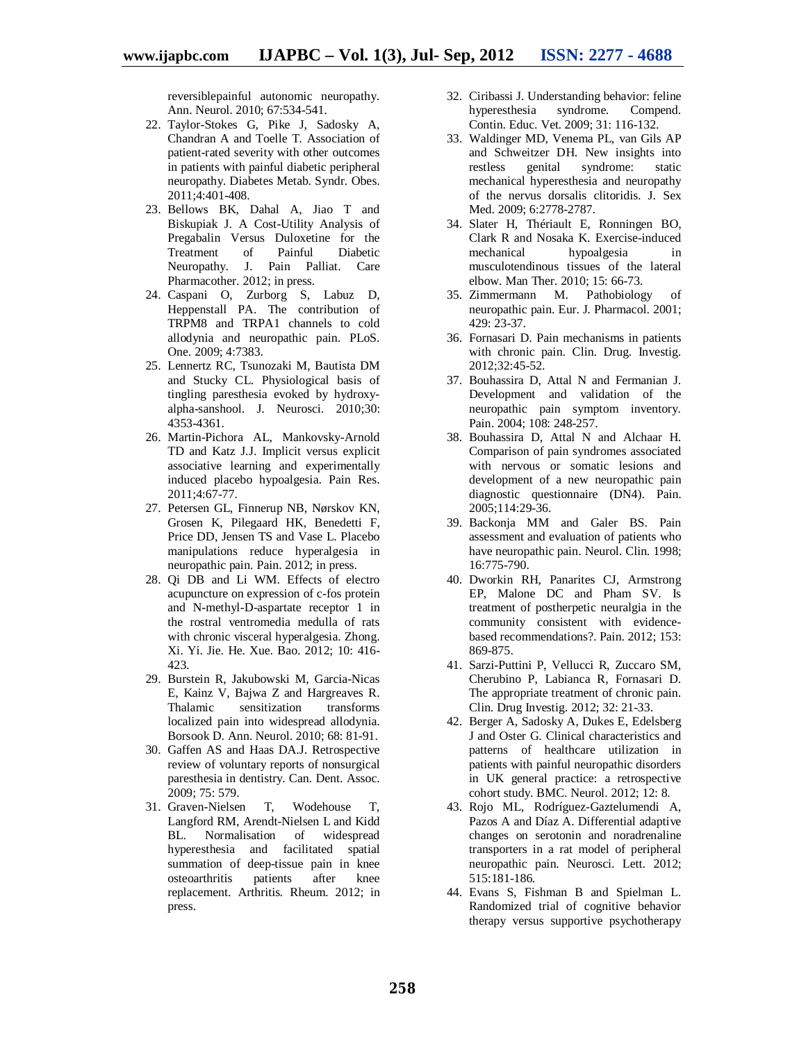reversiblepainful autonomic neuropathy. Ann. Neurol. 2010; 67:534-541.

22. Taylor-Stokes G, Pike J, Sadosky A, Chandran A and Toelle T. Association of patient-rated severity with other outcomes in patients with painful diabetic peripheral neuropathy. Diabetes Metab. Syndr. Obes. 2011;4:401-408.
23. Bellows BK, Dahal A, Jiao T and Biskupiak J. A Cost-Utility Analysis of Pregabalin Versus Duloxetine for the Treatment of Painful Diabetic Neuropathy. J. Pain Palliat. Care Pharmacother. 2012; in press.
24. Caspani O, Zurborg S, Labuz D, Heppenstall PA. The contribution of TRPM8 and TRPA1 channels to cold allodynia and neuropathic pain. PLoS. One. 2009; 4:7383.
25. Lennertz RC, Tsunozaki M, Bautista DM and Stucky CL. Physiological basis of tingling paresthesia evoked by hydroxy-alpha-sanshool. J. Neurosci. 2010;30: 4353-4361.
26. Martin-Pichora AL, Mankovsky-Arnold TD and Katz J.J. Implicit versus explicit associative learning and experimentally induced placebo hypoalgesia. Pain Res. 2011;4:67-77.
27. Petersen GL, Finnerup NB, Nørskov KN, Grosen K, Pilegaard HK, Benedetti F, Price DD, Jensen TS and Vase L. Placebo manipulations reduce hyperalgesia in neuropathic pain. Pain. 2012; in press.
28. Qi DB and Li WM. Effects of electro acupuncture on expression of c-fos protein and N-methyl-D-aspartate receptor 1 in the rostral ventromedia medulla of rats with chronic visceral hyperalgesia. Zhong. Xi. Yi. Jie. He. Xue. Bao. 2012; 10: 416-423.
29. Burstein R, Jakubowski M, Garcia-Nicas E, Kainz V, Bajwa Z and Hargreaves R. Thalamic sensitization transforms localized pain into widespread allodynia. Borsook D. Ann. Neurol. 2010; 68: 81-91.
30. Gaffen AS and Haas DA.J. Retrospective review of voluntary reports of nonsurgical paresthesia in dentistry. Can. Dent. Assoc. 2009; 75: 579.
31. Graven-Nielsen T, Wodehouse T, Langford RM, Arendt-Nielsen L and Kidd BL. Normalisation of widespread hyperesthesia and facilitated spatial summation of deep-tissue pain in knee osteoarthritis patients after knee replacement. Arthritis. Rheum. 2012; in press.
32. Ciribassi J. Understanding behavior: feline hyperesthesia syndrome. Compend. Contin. Educ. Vet. 2009; 31: 116-132.
33. Waldinger MD, Venema PL, van Gils AP and Schweitzer DH. New insights into restless genital syndrome: static mechanical hyperesthesia and neuropathy of the nervus dorsalis clitoridis. J. Sex Med. 2009; 6:2778-2787.
34. Slater H, Thériault E, Ronningen BO, Clark R and Nosaka K. Exercise-induced mechanical hypoalgesia in musculotendinous tissues of the lateral elbow. Man Ther. 2010; 15: 66-73.
35. Zimmermann M. Pathobiology of neuropathic pain. Eur. J. Pharmacol. 2001; 429: 23-37.
36. Fornasari D. Pain mechanisms in patients with chronic pain. Clin. Drug. Investig. 2012;32:45-52.
37. Bouhassira D, Attal N and Fermanian J. Development and validation of the neuropathic pain symptom inventory. Pain. 2004; 108: 248-257.
38. Bouhassira D, Attal N and Alchaar H. Comparison of pain syndromes associated with nervous or somatic lesions and development of a new neuropathic pain diagnostic questionnaire (DN4). Pain. 2005;114:29-36.
39. Backonja MM and Galer BS. Pain assessment and evaluation of patients who have neuropathic pain. Neurol. Clin. 1998; 16:775-790.
40. Dworkin RH, Panarites CJ, Armstrong EP, Malone DC and Pham SV. Is treatment of postherpetic neuralgia in the community consistent with evidence-based recommendations?. Pain. 2012; 153: 869-875.
41. Sarzi-Puttini P, Vellucci R, Zuccaro SM, Cherubino P, Labianca R, Fornasari D. The appropriate treatment of chronic pain. Clin. Drug Investig. 2012; 32: 21-33.
42. Berger A, Sadosky A, Dukes E, Edelsberg J and Oster G. Clinical characteristics and patterns of healthcare utilization in patients with painful neuropathic disorders in UK general practice: a retrospective cohort study. BMC. Neurol. 2012; 12: 8.
43. Rojo ML, Rodríguez-Gaztelumendi A, Pazos A and Díaz A. Differential adaptive changes on serotonin and noradrenaline transporters in a rat model of peripheral neuropathic pain. Neurosci. Lett. 2012; 515:181-186.
44. Evans S, Fishman B and Spielman L. Randomized trial of cognitive behavior therapy versus supportive psychotherapy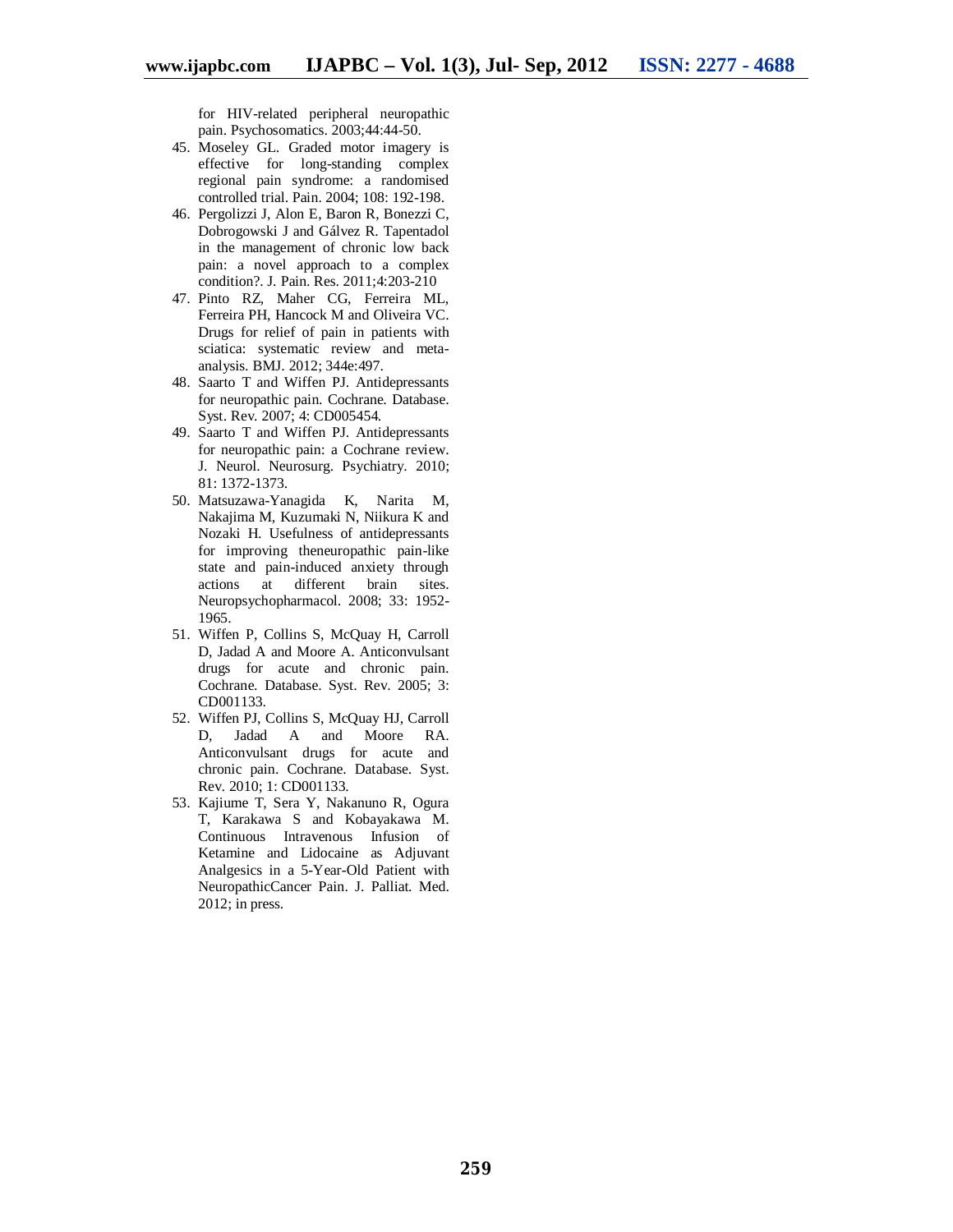for HIV-related peripheral neuropathic pain. Psychosomatics. 2003;44:44-50.

45. Moseley GL. Graded motor imagery is effective for long-standing complex regional pain syndrome: a randomised controlled trial. Pain. 2004; 108: 192-198.
46. Pergolizzi J, Alon E, Baron R, Bonezzi C, Dobrogowski J and Gálvez R. Tapentadol in the management of chronic low back pain: a novel approach to a complex condition?. J. Pain. Res. 2011;4:203-210
47. Pinto RZ, Maher CG, Ferreira ML, Ferreira PH, Hancock M and Oliveira VC. Drugs for relief of pain in patients with sciatica: systematic review and meta-analysis. BMJ. 2012; 344e:497.
48. Saarto T and Wiffen PJ. Antidepressants for neuropathic pain. Cochrane. Database. Syst. Rev. 2007; 4: CD005454.
49. Saarto T and Wiffen PJ. Antidepressants for neuropathic pain: a Cochrane review. J. Neurol. Neurosurg. Psychiatry. 2010; 81: 1372-1373.
50. Matsuzawa-Yanagida K, Narita M, Nakajima M, Kuzumaki N, Niikura K and Nozaki H. Usefulness of antidepressants for improving theneuropathic pain-like state and pain-induced anxiety through actions at different brain sites. Neuropsychopharmacol. 2008; 33: 1952-1965.
51. Wiffen P, Collins S, McQuay H, Carroll D, Jadad A and Moore A. Anticonvulsant drugs for acute and chronic pain. Cochrane. Database. Syst. Rev. 2005; 3: CD001133.
52. Wiffen PJ, Collins S, McQuay HJ, Carroll D, Jadad A and Moore RA. Anticonvulsant drugs for acute and chronic pain. Cochrane. Database. Syst. Rev. 2010; 1: CD001133.
53. Kajiume T, Sera Y, Nakanuno R, Ogura T, Karakawa S and Kobayakawa M. Continuous Intravenous Infusion of Ketamine and Lidocaine as Adjuvant Analgesics in a 5-Year-Old Patient with NeuropathicCancer Pain. J. Palliat. Med. 2012; in press.